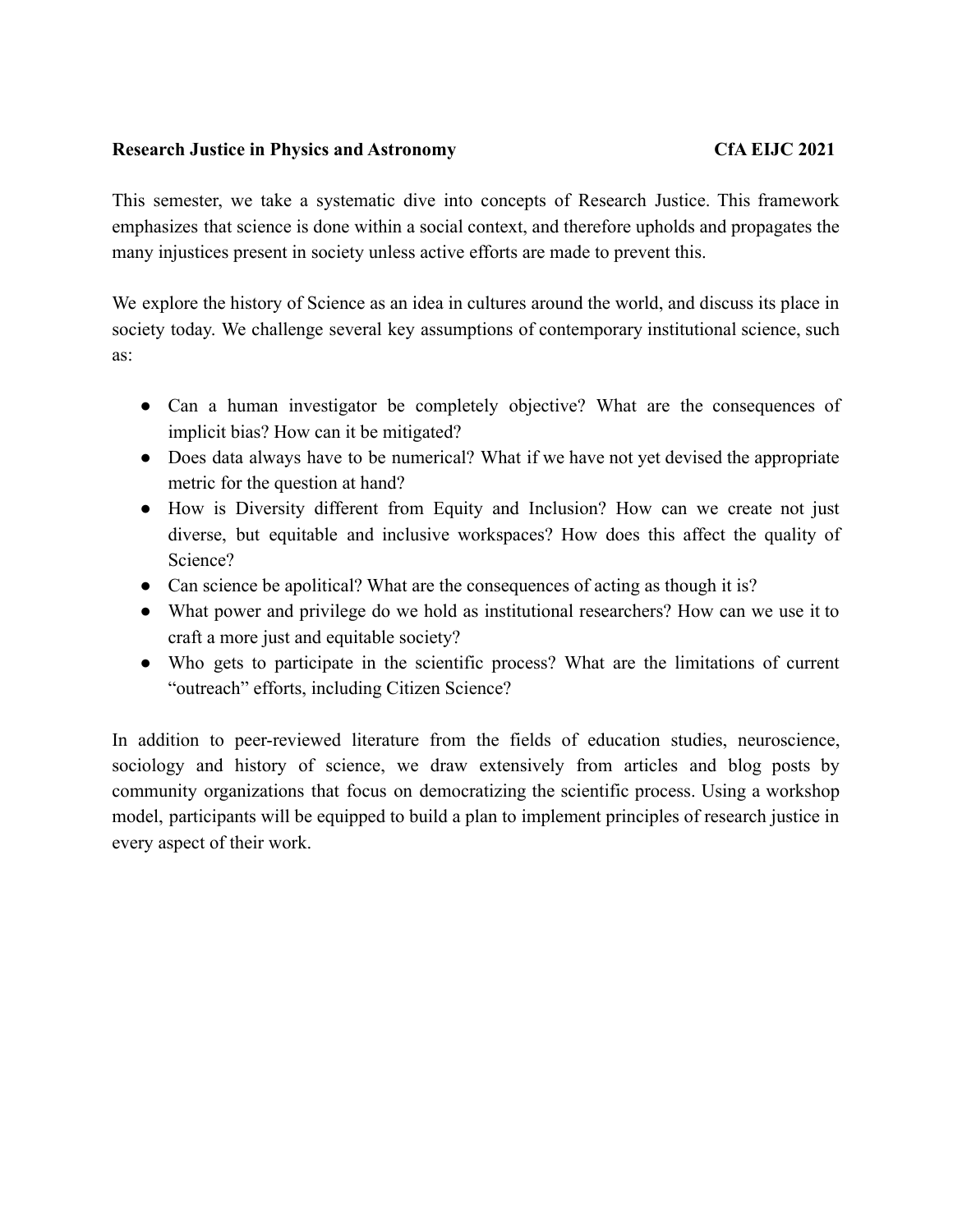**Research Justice in Physics and Astronomy** **CfA EIJC 2021**

This semester, we take a systematic dive into concepts of Research Justice. This framework emphasizes that science is done within a social context, and therefore upholds and propagates the many injustices present in society unless active efforts are made to prevent this.

We explore the history of Science as an idea in cultures around the world, and discuss its place in society today. We challenge several key assumptions of contemporary institutional science, such as:

- Can a human investigator be completely objective? What are the consequences of implicit bias? How can it be mitigated?
- Does data always have to be numerical? What if we have not yet devised the appropriate metric for the question at hand?
- How is Diversity different from Equity and Inclusion? How can we create not just diverse, but equitable and inclusive workspaces? How does this affect the quality of Science?
- Can science be apolitical? What are the consequences of acting as though it is?
- What power and privilege do we hold as institutional researchers? How can we use it to craft a more just and equitable society?
- Who gets to participate in the scientific process? What are the limitations of current "outreach" efforts, including Citizen Science?

In addition to peer-reviewed literature from the fields of education studies, neuroscience, sociology and history of science, we draw extensively from articles and blog posts by community organizations that focus on democratizing the scientific process. Using a workshop model, participants will be equipped to build a plan to implement principles of research justice in every aspect of their work.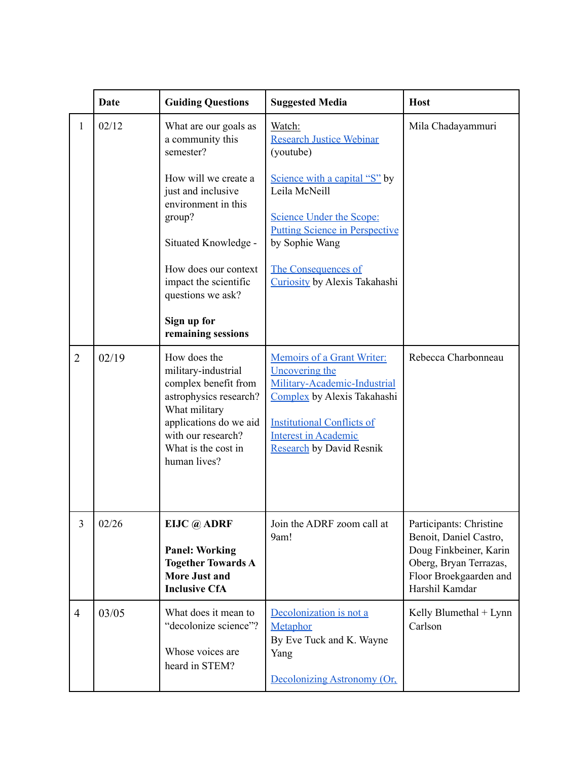| | Date | Guiding Questions | Suggested Media | Host |
|---|---|---|---|---|
| 1 | 02/12 | What are our goals as a community this semester?<br><br>How will we create a just and inclusive environment in this group?<br><br>Situated Knowledge -<br><br>How does our context impact the scientific questions we ask?<br><br>**Sign up for remaining sessions** | Watch:<br>Research Justice Webinar (youtube)<br><br>Science with a capital "S" by Leila McNeill<br><br>Science Under the Scope: Putting Science in Perspective by Sophie Wang<br><br>The Consequences of Curiosity by Alexis Takahashi | Mila Chadayammuri |
| 2 | 02/19 | How does the military-industrial complex benefit from astrophysics research? What military applications do we aid with our research? What is the cost in human lives? | Memoirs of a Grant Writer: Uncovering the Military-Academic-Industrial Complex by Alexis Takahashi<br><br>Institutional Conflicts of Interest in Academic Research by David Resnik | Rebecca Charbonneau |
| 3 | 02/26 | **EIJC @ ADRF**<br><br>**Panel: Working Together Towards A More Just and Inclusive CfA** | Join the ADRF zoom call at 9am! | Participants: Christine Benoit, Daniel Castro, Doug Finkbeiner, Karin Oberg, Bryan Terrazas, Floor Broekgaarden and Harshil Kamdar |
| 4 | 03/05 | What does it mean to "decolonize science"?<br><br>Whose voices are heard in STEM? | Decolonization is not a Metaphor<br>By Eve Tuck and K. Wayne Yang<br><br>Decolonizing Astronomy (Or, | Kelly Blumethal + Lynn Carlson |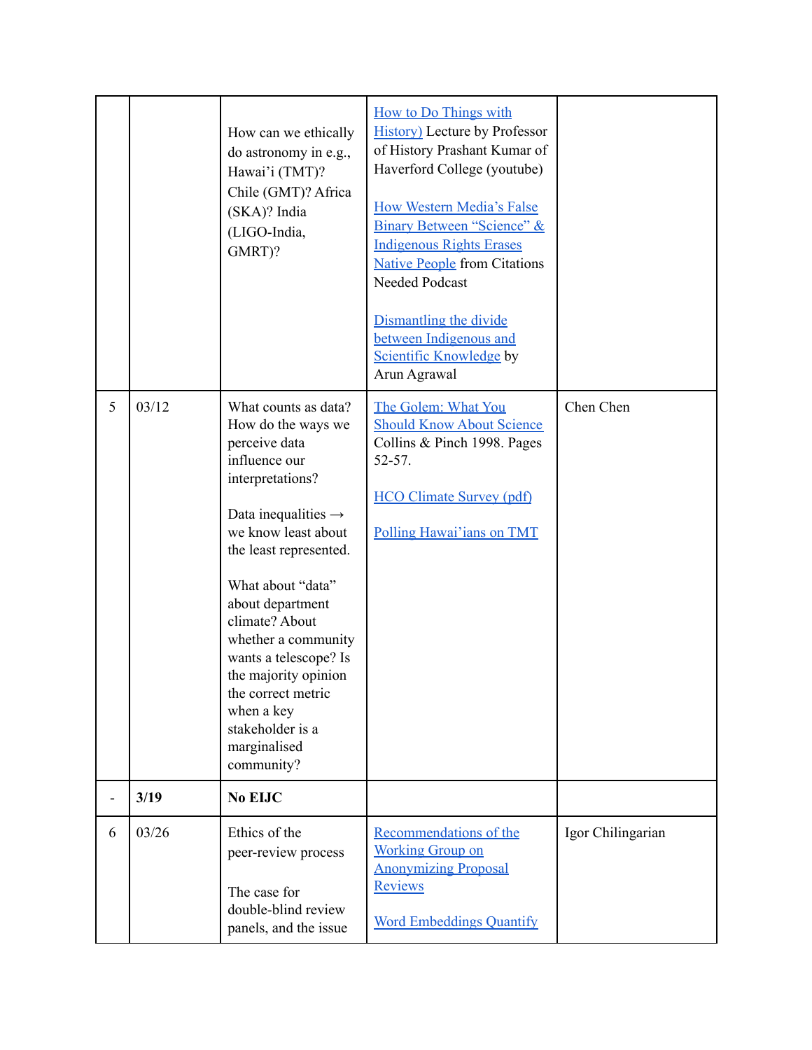| | | | | |
|---|---|---|---|---|
| | | How can we ethically do astronomy in e.g., Hawai'i (TMT)? Chile (GMT)? Africa (SKA)? India (LIGO-India, GMRT)? | How to Do Things with History) Lecture by Professor of History Prashant Kumar of Haverford College (youtube)<br><br>How Western Media's False Binary Between "Science" & Indigenous Rights Erases Native People from Citations Needed Podcast<br><br>Dismantling the divide between Indigenous and Scientific Knowledge by Arun Agrawal | |
| 5 | 03/12 | What counts as data? How do the ways we perceive data influence our interpretations?<br><br>Data inequalities → we know least about the least represented.<br><br>What about "data" about department climate? About whether a community wants a telescope? Is the majority opinion the correct metric when a key stakeholder is a marginalised community? | The Golem: What You Should Know About Science Collins & Pinch 1998. Pages 52-57.<br><br>HCO Climate Survey (pdf)<br><br>Polling Hawai'ians on TMT | Chen Chen |
| - | **3/19** | **No EIJC** | | |
| 6 | 03/26 | Ethics of the peer-review process<br><br>The case for double-blind review panels, and the issue | Recommendations of the Working Group on Anonymizing Proposal Reviews<br><br>Word Embeddings Quantify | Igor Chilingarian |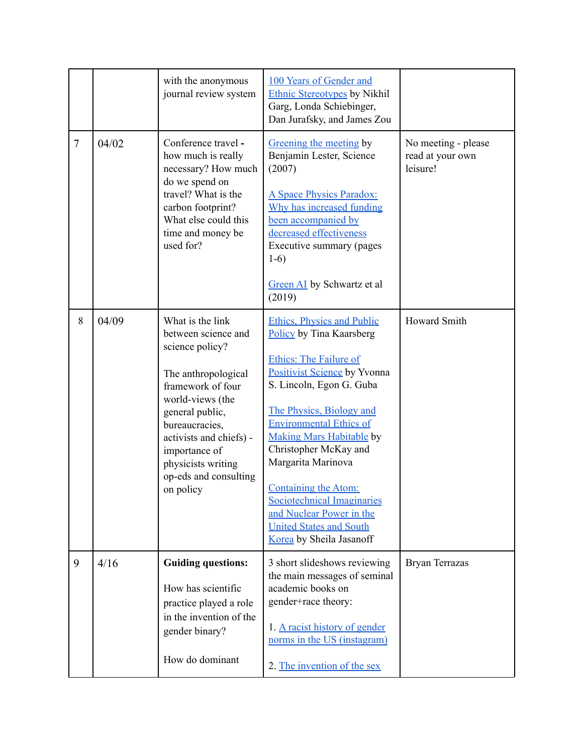| | | | | |
|---|---|---|---|---|
| | | with the anonymous journal review system | 100 Years of Gender and Ethnic Stereotypes by Nikhil Garg, Londa Schiebinger, Dan Jurafsky, and James Zou | |
| 7 | 04/02 | Conference travel - how much is really necessary? How much do we spend on travel? What is the carbon footprint? What else could this time and money be used for? | Greening the meeting by Benjamin Lester, Science (2007)<br><br>A Space Physics Paradox: Why has increased funding been accompanied by decreased effectiveness Executive summary (pages 1-6)<br><br>Green AI by Schwartz et al (2019) | No meeting - please read at your own leisure! |
| 8 | 04/09 | What is the link between science and science policy?<br><br>The anthropological framework of four world-views (the general public, bureaucracies, activists and chiefs) - importance of physicists writing op-eds and consulting on policy | Ethics, Physics and Public Policy by Tina Kaarsberg<br><br>Ethics: The Failure of Positivist Science by Yvonna S. Lincoln, Egon G. Guba<br><br>The Physics, Biology and Environmental Ethics of Making Mars Habitable by Christopher McKay and Margarita Marinova<br><br>Containing the Atom: Sociotechnical Imaginaries and Nuclear Power in the United States and South Korea by Sheila Jasanoff | Howard Smith |
| 9 | 4/16 | **Guiding questions:**<br><br>How has scientific practice played a role in the invention of the gender binary?<br><br>How do dominant | 3 short slideshows reviewing the main messages of seminal academic books on gender+race theory:<br><br>1. A racist history of gender norms in the US (instagram)<br><br>2. The invention of the sex | Bryan Terrazas |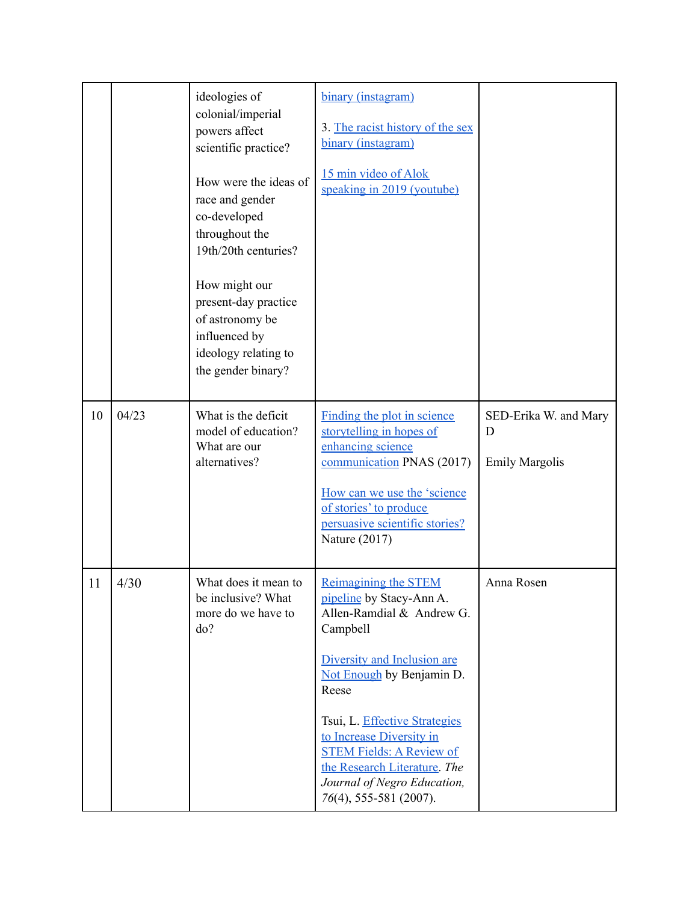| | | | | |
|---|---|---|---|---|
| | | ideologies of colonial/imperial powers affect scientific practice?<br><br>How were the ideas of race and gender co-developed throughout the 19th/20th centuries?<br><br>How might our present-day practice of astronomy be influenced by ideology relating to the gender binary? | binary (instagram)<br><br>3. The racist history of the sex binary (instagram)<br><br>15 min video of Alok speaking in 2019 (youtube) | |
| 10 | 04/23 | What is the deficit model of education? What are our alternatives? | Finding the plot in science storytelling in hopes of enhancing science communication PNAS (2017)<br><br>How can we use the 'science of stories' to produce persuasive scientific stories? Nature (2017) | SED-Erika W. and Mary D<br><br>Emily Margolis |
| 11 | 4/30 | What does it mean to be inclusive? What more do we have to do? | Reimagining the STEM pipeline by Stacy-Ann A. Allen-Ramdial & Andrew G. Campbell<br><br>Diversity and Inclusion are Not Enough by Benjamin D. Reese<br><br>Tsui, L. Effective Strategies to Increase Diversity in STEM Fields: A Review of the Research Literature. *The Journal of Negro Education, 76*(4), 555-581 (2007). | Anna Rosen |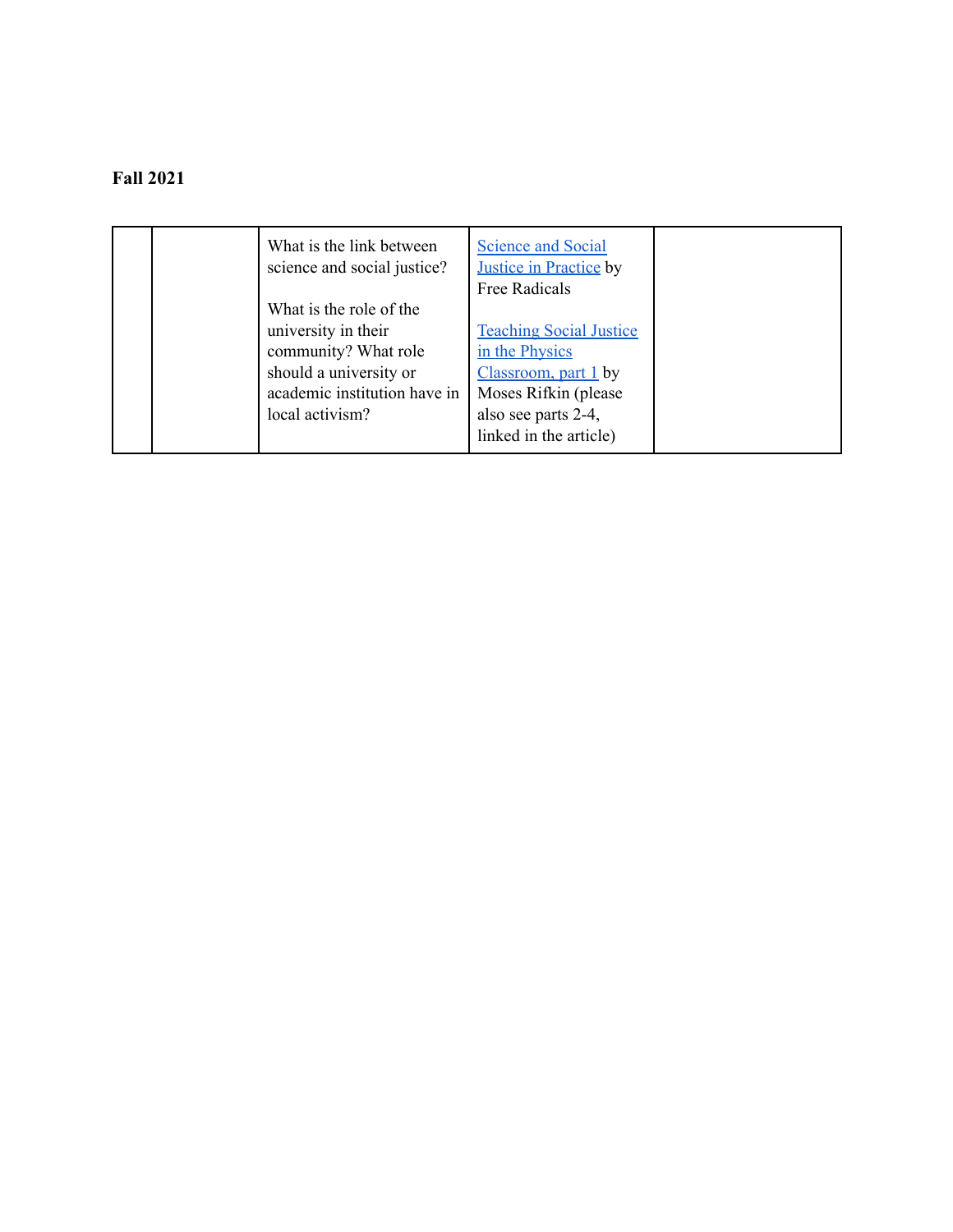**Fall 2021**

| | | | | |
|---|---|---|---|---|
| | | What is the link between science and social justice?<br><br>What is the role of the university in their community? What role should a university or academic institution have in local activism? | Science and Social Justice in Practice by Free Radicals<br><br>Teaching Social Justice in the Physics Classroom, part 1 by Moses Rifkin (please also see parts 2-4, linked in the article) | |